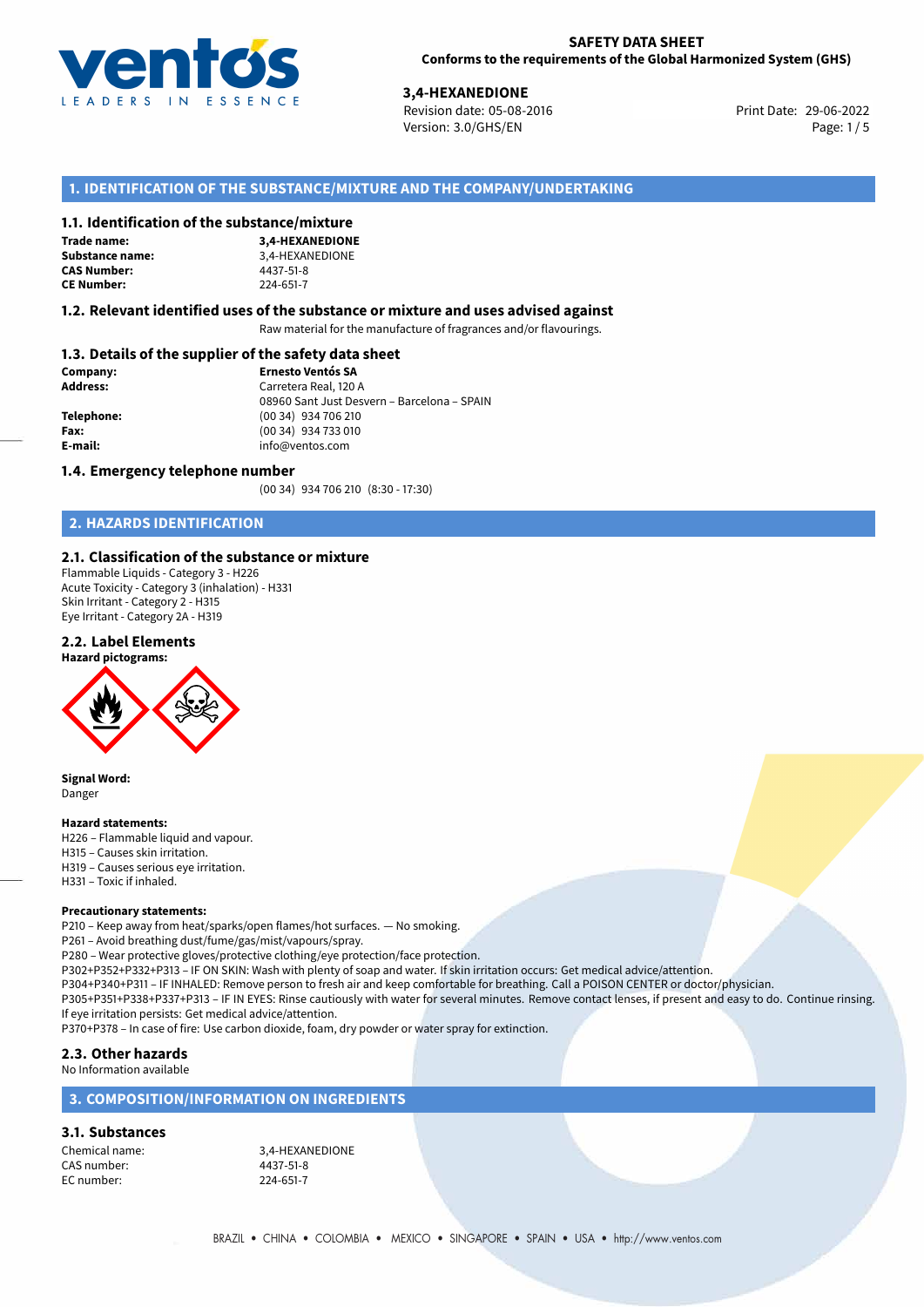**SAFETY DATA SHEET**
**Conforms to the requirements of the Global Harmonized System (GHS)**

**3,4-HEXANEDIONE**
Revision date: 05-08-2016
Version: 3.0/GHS/EN
Print Date: 29-06-2022

## 1. IDENTIFICATION OF THE SUBSTANCE/MIXTURE AND THE COMPANY/UNDERTAKING

### 1.1. Identification of the substance/mixture

**Trade name:** **3,4-HEXANEDIONE**
**Substance name:** 3,4-HEXANEDIONE
**CAS Number:** 4437-51-8
**CE Number:** 224-651-7

### 1.2. Relevant identified uses of the substance or mixture and uses advised against

Raw material for the manufacture of fragrances and/or flavourings.

### 1.3. Details of the supplier of the safety data sheet

**Company:** **Ernesto Ventós SA**
**Address:** Carretera Real, 120 A
08960 Sant Just Desvern – Barcelona – SPAIN
**Telephone:** (00 34) 934 706 210
**Fax:** (00 34) 934 733 010
**E-mail:** info@ventos.com

### 1.4. Emergency telephone number

(00 34) 934 706 210 (8:30 - 17:30)

## 2. HAZARDS IDENTIFICATION

### 2.1. Classification of the substance or mixture

Flammable Liquids - Category 3 - H226
Acute Toxicity - Category 3 (inhalation) - H331
Skin Irritant - Category 2 - H315
Eye Irritant - Category 2A - H319

### 2.2. Label Elements

**Hazard pictograms:**

**Signal Word:**
Danger

**Hazard statements:**
H226 – Flammable liquid and vapour.
H315 – Causes skin irritation.
H319 – Causes serious eye irritation.
H331 – Toxic if inhaled.

**Precautionary statements:**
P210 – Keep away from heat/sparks/open flames/hot surfaces. — No smoking.
P261 – Avoid breathing dust/fume/gas/mist/vapours/spray.
P280 – Wear protective gloves/protective clothing/eye protection/face protection.
P302+P352+P332+P313 – IF ON SKIN: Wash with plenty of soap and water. If skin irritation occurs: Get medical advice/attention.
P304+P340+P311 – IF INHALED: Remove person to fresh air and keep comfortable for breathing. Call a POISON CENTER or doctor/physician.
P305+P351+P338+P337+P313 – IF IN EYES: Rinse cautiously with water for several minutes. Remove contact lenses, if present and easy to do. Continue rinsing. If eye irritation persists: Get medical advice/attention.
P370+P378 – In case of fire: Use carbon dioxide, foam, dry powder or water spray for extinction.

### 2.3. Other hazards

No Information available

## 3. COMPOSITION/INFORMATION ON INGREDIENTS

### 3.1. Substances

Chemical name: 3,4-HEXANEDIONE
CAS number: 4437-51-8
EC number: 224-651-7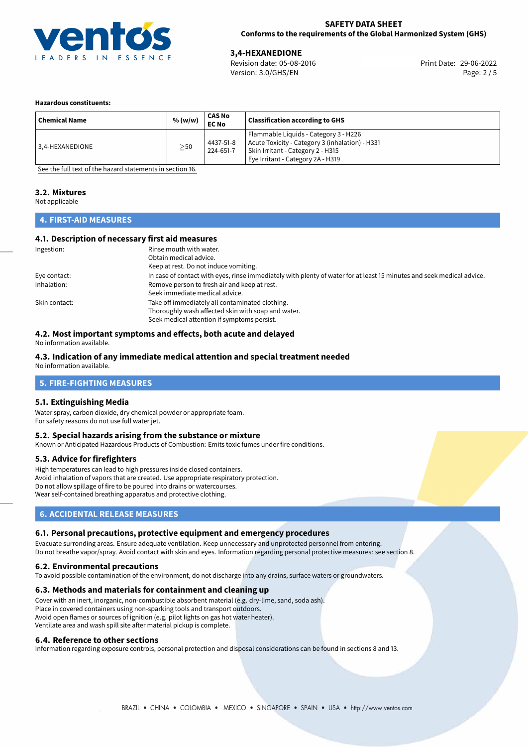**Hazardous constituents:**

| Chemical Name | % (w/w) | CAS No EC No | Classification according to GHS |
|---|---|---|---|
| 3,4-HEXANEDIONE | $\geq$50 | 4437-51-8 224-651-7 | Flammable Liquids - Category 3 - H226 Acute Toxicity - Category 3 (inhalation) - H331 Skin Irritant - Category 2 - H315 Eye Irritant - Category 2A - H319 |

See the full text of the hazard statements in section 16.

### 3.2. Mixtures

Not applicable

## 4. FIRST-AID MEASURES

### 4.1. Description of necessary first aid measures

Ingestion: Rinse mouth with water.
Obtain medical advice.
Keep at rest. Do not induce vomiting.

Eye contact: In case of contact with eyes, rinse immediately with plenty of water for at least 15 minutes and seek medical advice.

Inhalation: Remove person to fresh air and keep at rest.
Seek immediate medical advice.

Skin contact: Take off immediately all contaminated clothing.
Thoroughly wash affected skin with soap and water.
Seek medical attention if symptoms persist.

### 4.2. Most important symptoms and effects, both acute and delayed

No information available.

### 4.3. Indication of any immediate medical attention and special treatment needed

No information available.

## 5. FIRE-FIGHTING MEASURES

### 5.1. Extinguishing Media

Water spray, carbon dioxide, dry chemical powder or appropriate foam.
For safety reasons do not use full water jet.

### 5.2. Special hazards arising from the substance or mixture

Known or Anticipated Hazardous Products of Combustion: Emits toxic fumes under fire conditions.

### 5.3. Advice for firefighters

High temperatures can lead to high pressures inside closed containers.
Avoid inhalation of vapors that are created. Use appropriate respiratory protection.
Do not allow spillage of fire to be poured into drains or watercourses.
Wear self-contained breathing apparatus and protective clothing.

## 6. ACCIDENTAL RELEASE MEASURES

### 6.1. Personal precautions, protective equipment and emergency procedures

Evacuate surronding areas. Ensure adequate ventilation. Keep unnecessary and unprotected personnel from entering.
Do not breathe vapor/spray. Avoid contact with skin and eyes. Information regarding personal protective measures: see section 8.

### 6.2. Environmental precautions

To avoid possible contamination of the environment, do not discharge into any drains, surface waters or groundwaters.

### 6.3. Methods and materials for containment and cleaning up

Cover with an inert, inorganic, non-combustible absorbent material (e.g. dry-lime, sand, soda ash).
Place in covered containers using non-sparking tools and transport outdoors.
Avoid open flames or sources of ignition (e.g. pilot lights on gas hot water heater).
Ventilate area and wash spill site after material pickup is complete.

### 6.4. Reference to other sections

Information regarding exposure controls, personal protection and disposal considerations can be found in sections 8 and 13.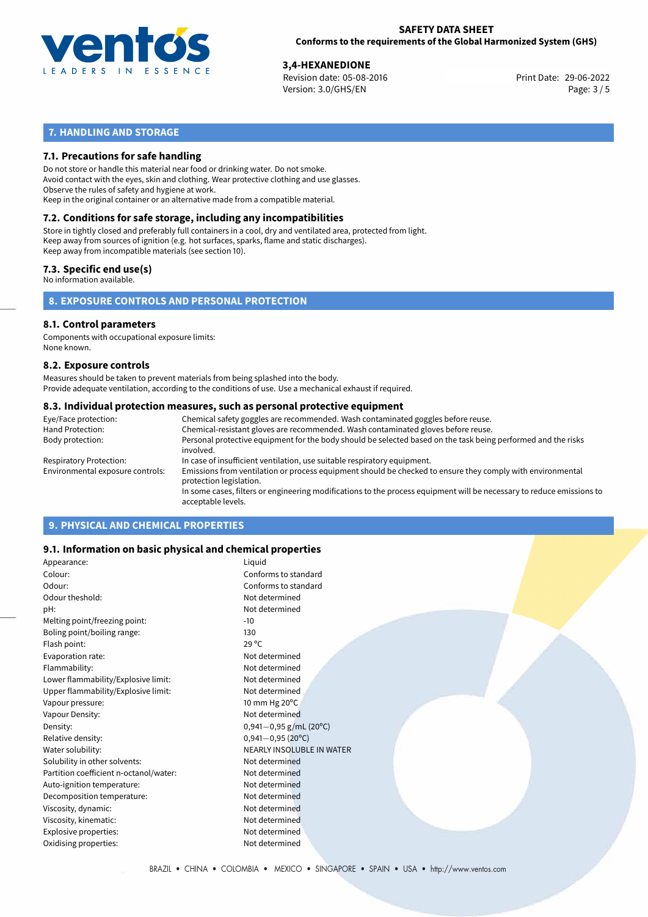## 7. HANDLING AND STORAGE

### 7.1. Precautions for safe handling

Do not store or handle this material near food or drinking water. Do not smoke.
Avoid contact with the eyes, skin and clothing. Wear protective clothing and use glasses.
Observe the rules of safety and hygiene at work.
Keep in the original container or an alternative made from a compatible material.

### 7.2. Conditions for safe storage, including any incompatibilities

Store in tightly closed and preferably full containers in a cool, dry and ventilated area, protected from light.
Keep away from sources of ignition (e.g. hot surfaces, sparks, flame and static discharges).
Keep away from incompatible materials (see section 10).

### 7.3. Specific end use(s)

No information available.

## 8. EXPOSURE CONTROLS AND PERSONAL PROTECTION

### 8.1. Control parameters

Components with occupational exposure limits:
None known.

### 8.2. Exposure controls

Measures should be taken to prevent materials from being splashed into the body.
Provide adequate ventilation, according to the conditions of use. Use a mechanical exhaust if required.

### 8.3. Individual protection measures, such as personal protective equipment

| | |
|---|---|
| Eye/Face protection: | Chemical safety goggles are recommended. Wash contaminated goggles before reuse. |
| Hand Protection: | Chemical-resistant gloves are recommended. Wash contaminated gloves before reuse. |
| Body protection: | Personal protective equipment for the body should be selected based on the task being performed and the risks involved. |
| Respiratory Protection: | In case of insufficient ventilation, use suitable respiratory equipment. |
| Environmental exposure controls: | Emissions from ventilation or process equipment should be checked to ensure they comply with environmental protection legislation. In some cases, filters or engineering modifications to the process equipment will be necessary to reduce emissions to acceptable levels. |

## 9. PHYSICAL AND CHEMICAL PROPERTIES

### 9.1. Information on basic physical and chemical properties

| | |
|---|---|
| Appearance: | Liquid |
| Colour: | Conforms to standard |
| Odour: | Conforms to standard |
| Odour theshold: | Not determined |
| pH: | Not determined |
| Melting point/freezing point: | -10 |
| Boling point/boiling range: | 130 |
| Flash point: | 29 °C |
| Evaporation rate: | Not determined |
| Flammability: | Not determined |
| Lower flammability/Explosive limit: | Not determined |
| Upper flammability/Explosive limit: | Not determined |
| Vapour pressure: | 10 mm Hg 20°C |
| Vapour Density: | Not determined |
| Density: | 0,941—0,95 g/mL (20°C) |
| Relative density: | 0,941—0,95 (20°C) |
| Water solubility: | NEARLY INSOLUBLE IN WATER |
| Solubility in other solvents: | Not determined |
| Partition coefficient n-octanol/water: | Not determined |
| Auto-ignition temperature: | Not determined |
| Decomposition temperature: | Not determined |
| Viscosity, dynamic: | Not determined |
| Viscosity, kinematic: | Not determined |
| Explosive properties: | Not determined |
| Oxidising properties: | Not determined |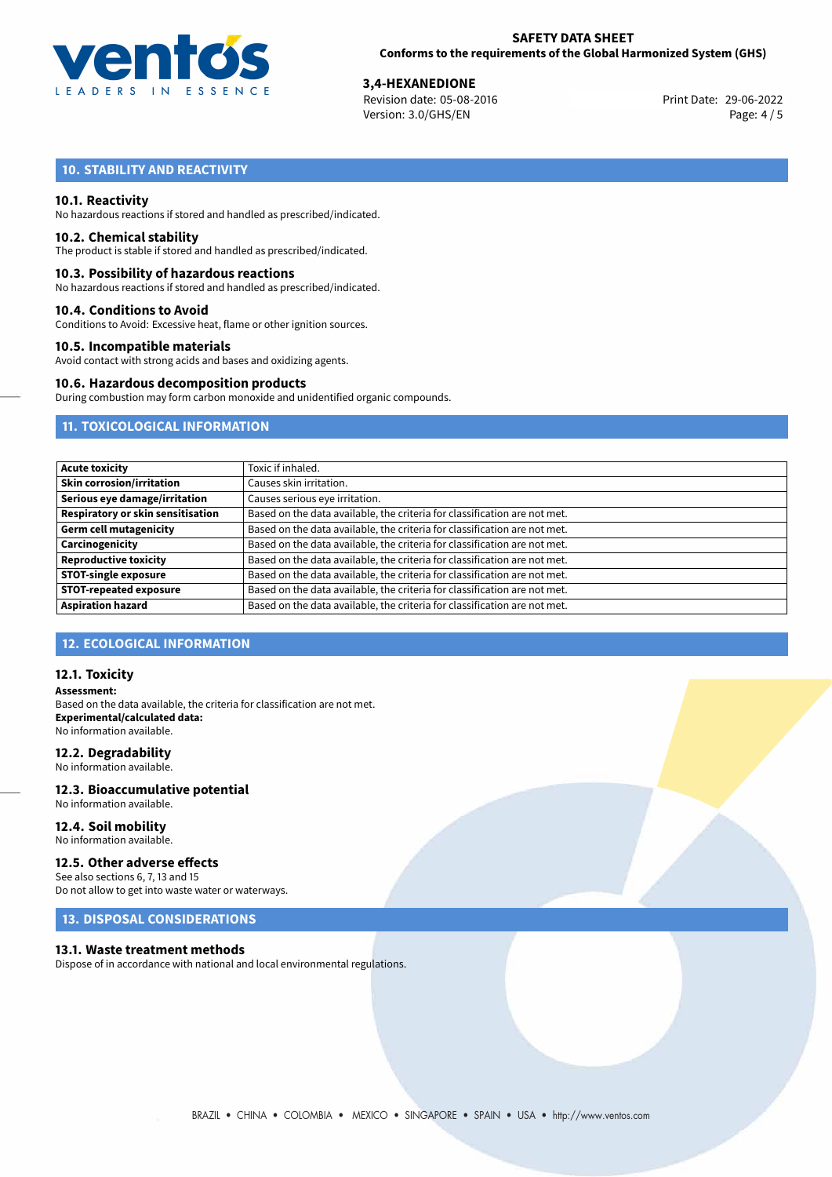## 10. STABILITY AND REACTIVITY

### 10.1. Reactivity

No hazardous reactions if stored and handled as prescribed/indicated.

### 10.2. Chemical stability

The product is stable if stored and handled as prescribed/indicated.

### 10.3. Possibility of hazardous reactions

No hazardous reactions if stored and handled as prescribed/indicated.

### 10.4. Conditions to Avoid

Conditions to Avoid: Excessive heat, flame or other ignition sources.

### 10.5. Incompatible materials

Avoid contact with strong acids and bases and oxidizing agents.

### 10.6. Hazardous decomposition products

During combustion may form carbon monoxide and unidentified organic compounds.

## 11. TOXICOLOGICAL INFORMATION

| | |
|---|---|
| **Acute toxicity** | Toxic if inhaled. |
| **Skin corrosion/irritation** | Causes skin irritation. |
| **Serious eye damage/irritation** | Causes serious eye irritation. |
| **Respiratory or skin sensitisation** | Based on the data available, the criteria for classification are not met. |
| **Germ cell mutagenicity** | Based on the data available, the criteria for classification are not met. |
| **Carcinogenicity** | Based on the data available, the criteria for classification are not met. |
| **Reproductive toxicity** | Based on the data available, the criteria for classification are not met. |
| **STOT-single exposure** | Based on the data available, the criteria for classification are not met. |
| **STOT-repeated exposure** | Based on the data available, the criteria for classification are not met. |
| **Aspiration hazard** | Based on the data available, the criteria for classification are not met. |

## 12. ECOLOGICAL INFORMATION

### 12.1. Toxicity

**Assessment:**
Based on the data available, the criteria for classification are not met.
**Experimental/calculated data:**
No information available.

### 12.2. Degradability

No information available.

### 12.3. Bioaccumulative potential

No information available.

### 12.4. Soil mobility

No information available.

### 12.5. Other adverse effects

See also sections 6, 7, 13 and 15
Do not allow to get into waste water or waterways.

## 13. DISPOSAL CONSIDERATIONS

### 13.1. Waste treatment methods

Dispose of in accordance with national and local environmental regulations.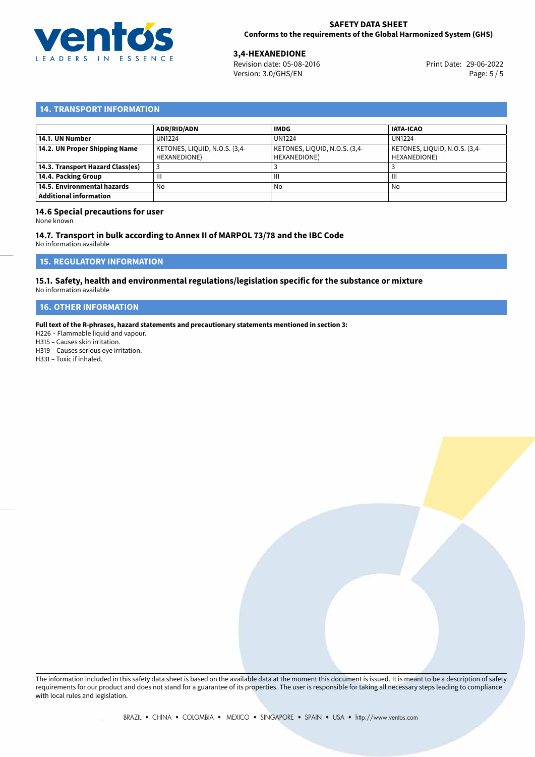## 14. TRANSPORT INFORMATION

| | ADR/RID/ADN | IMDG | IATA-ICAO |
|---|---|---|---|
| **14.1. UN Number** | UN1224 | UN1224 | UN1224 |
| **14.2. UN Proper Shipping Name** | KETONES, LIQUID, N.O.S. (3,4-HEXANEDIONE) | KETONES, LIQUID, N.O.S. (3,4-HEXANEDIONE) | KETONES, LIQUID, N.O.S. (3,4-HEXANEDIONE) |
| **14.3. Transport Hazard Class(es)** | 3 | 3 | 3 |
| **14.4. Packing Group** | III | III | III |
| **14.5. Environmental hazards** | No | No | No |
| **Additional information** | | | |

### 14.6 Special precautions for user

None known

### 14.7. Transport in bulk according to Annex II of MARPOL 73/78 and the IBC Code

No information available

## 15. REGULATORY INFORMATION

### 15.1. Safety, health and environmental regulations/legislation specific for the substance or mixture

No information available

## 16. OTHER INFORMATION

**Full text of the R-phrases, hazard statements and precautionary statements mentioned in section 3:**

H226 – Flammable liquid and vapour.
H315 – Causes skin irritation.
H319 – Causes serious eye irritation.
H331 – Toxic if inhaled.

The information included in this safety data sheet is based on the available data at the moment this document is issued. It is meant to be a description of safety requirements for our product and does not stand for a guarantee of its properties. The user is responsible for taking all necessary steps leading to compliance with local rules and legislation.